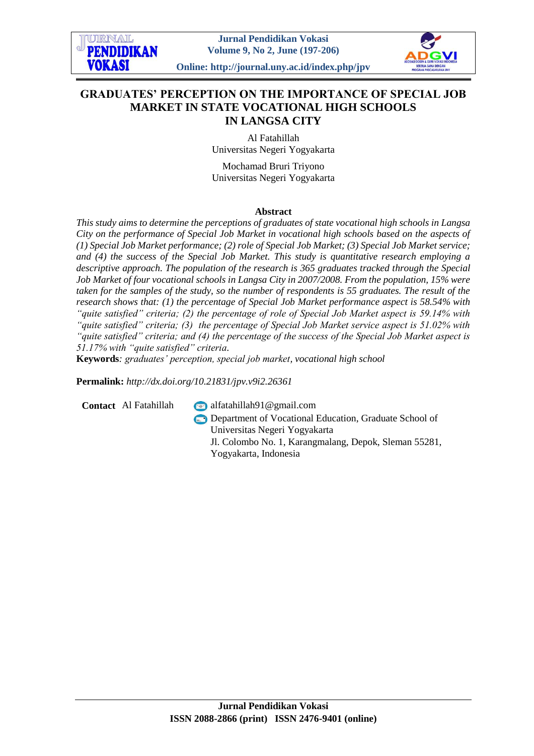# GRADUATES' PERCEPTION ON THE IMPORTANCE OF SPECIAL JOB MARKET IN STATE VOCATIONAL HIGH SCHOOLS IN LANGSA CITY

Al Fatahillah
Universitas Negeri Yogyakarta

Mochamad Bruri Triyono
Universitas Negeri Yogyakarta

## Abstract

*This study aims to determine the perceptions of graduates of state vocational high schools in Langsa City on the performance of Special Job Market in vocational high schools based on the aspects of (1) Special Job Market performance; (2) role of Special Job Market; (3) Special Job Market service; and (4) the success of the Special Job Market. This study is quantitative research employing a descriptive approach. The population of the research is 365 graduates tracked through the Special Job Market of four vocational schools in Langsa City in 2007/2008. From the population, 15% were taken for the samples of the study, so the number of respondents is 55 graduates. The result of the research shows that: (1) the percentage of Special Job Market performance aspect is 58.54% with "quite satisfied" criteria; (2) the percentage of role of Special Job Market aspect is 59.14% with "quite satisfied" criteria; (3) the percentage of Special Job Market service aspect is 51.02% with "quite satisfied" criteria; and (4) the percentage of the success of the Special Job Market aspect is 51.17% with "quite satisfied" criteria.*

**Keywords**: *graduates' perception, special job market, vocational high school*

**Permalink:** *http://dx.doi.org/10.21831/jpv.v9i2.26361*

**Contact** Al Fatahillah

alfatahillah91@gmail.com

Department of Vocational Education, Graduate School of Universitas Negeri Yogyakarta
Jl. Colombo No. 1, Karangmalang, Depok, Sleman 55281, Yogyakarta, Indonesia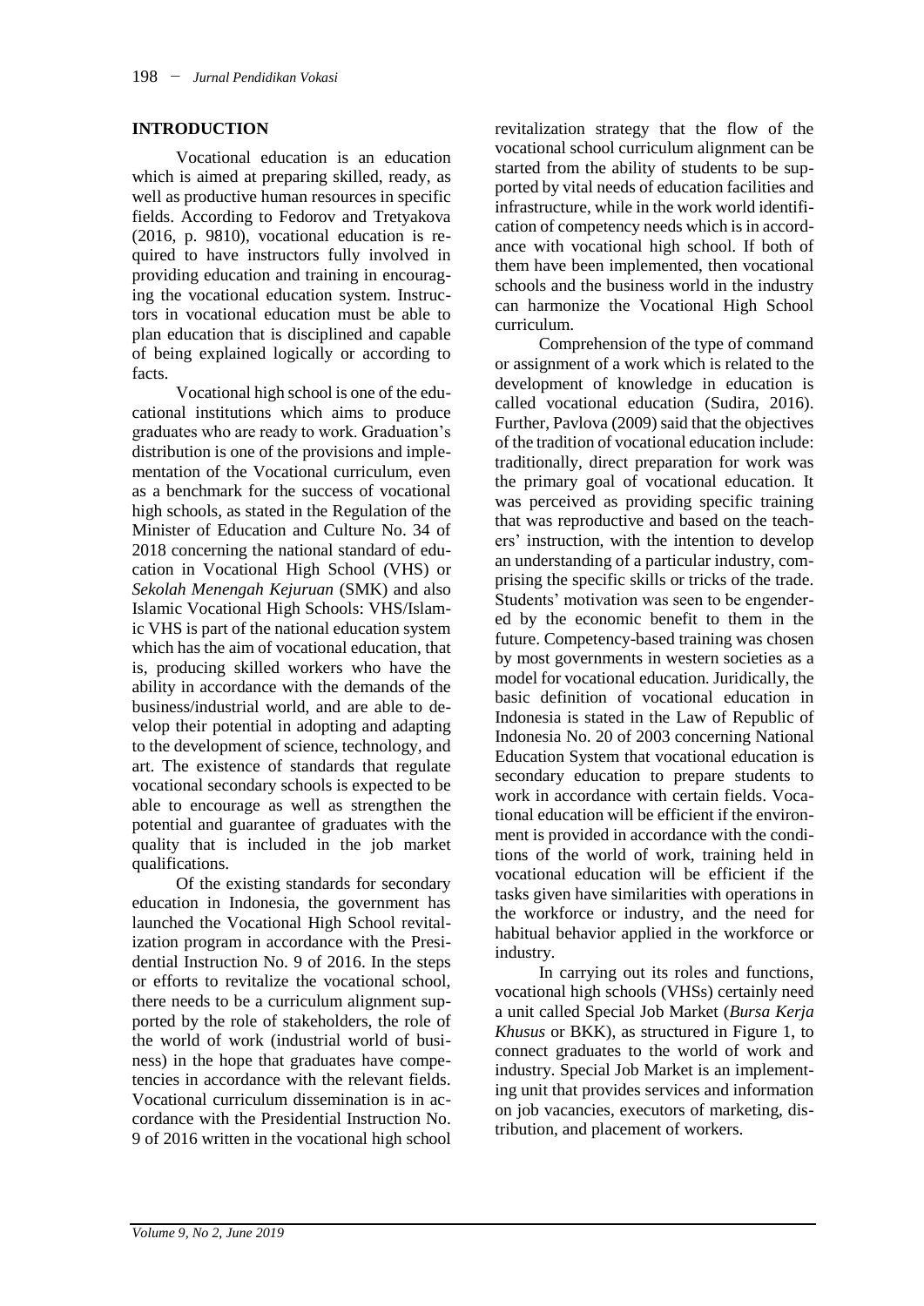## INTRODUCTION

Vocational education is an education which is aimed at preparing skilled, ready, as well as productive human resources in specific fields. According to Fedorov and Tretyakova (2016, p. 9810), vocational education is required to have instructors fully involved in providing education and training in encouraging the vocational education system. Instructors in vocational education must be able to plan education that is disciplined and capable of being explained logically or according to facts.

Vocational high school is one of the educational institutions which aims to produce graduates who are ready to work. Graduation's distribution is one of the provisions and implementation of the Vocational curriculum, even as a benchmark for the success of vocational high schools, as stated in the Regulation of the Minister of Education and Culture No. 34 of 2018 concerning the national standard of education in Vocational High School (VHS) or *Sekolah Menengah Kejuruan* (SMK) and also Islamic Vocational High Schools: VHS/Islamic VHS is part of the national education system which has the aim of vocational education, that is, producing skilled workers who have the ability in accordance with the demands of the business/industrial world, and are able to develop their potential in adopting and adapting to the development of science, technology, and art. The existence of standards that regulate vocational secondary schools is expected to be able to encourage as well as strengthen the potential and guarantee of graduates with the quality that is included in the job market qualifications.

Of the existing standards for secondary education in Indonesia, the government has launched the Vocational High School revitalization program in accordance with the Presidential Instruction No. 9 of 2016. In the steps or efforts to revitalize the vocational school, there needs to be a curriculum alignment supported by the role of stakeholders, the role of the world of work (industrial world of business) in the hope that graduates have competencies in accordance with the relevant fields. Vocational curriculum dissemination is in accordance with the Presidential Instruction No. 9 of 2016 written in the vocational high school revitalization strategy that the flow of the vocational school curriculum alignment can be started from the ability of students to be supported by vital needs of education facilities and infrastructure, while in the work world identification of competency needs which is in accordance with vocational high school. If both of them have been implemented, then vocational schools and the business world in the industry can harmonize the Vocational High School curriculum.

Comprehension of the type of command or assignment of a work which is related to the development of knowledge in education is called vocational education (Sudira, 2016). Further, Pavlova (2009) said that the objectives of the tradition of vocational education include: traditionally, direct preparation for work was the primary goal of vocational education. It was perceived as providing specific training that was reproductive and based on the teachers' instruction, with the intention to develop an understanding of a particular industry, comprising the specific skills or tricks of the trade. Students' motivation was seen to be engendered by the economic benefit to them in the future. Competency-based training was chosen by most governments in western societies as a model for vocational education. Juridically, the basic definition of vocational education in Indonesia is stated in the Law of Republic of Indonesia No. 20 of 2003 concerning National Education System that vocational education is secondary education to prepare students to work in accordance with certain fields. Vocational education will be efficient if the environment is provided in accordance with the conditions of the world of work, training held in vocational education will be efficient if the tasks given have similarities with operations in the workforce or industry, and the need for habitual behavior applied in the workforce or industry.

In carrying out its roles and functions, vocational high schools (VHSs) certainly need a unit called Special Job Market (*Bursa Kerja Khusus* or BKK), as structured in Figure 1, to connect graduates to the world of work and industry. Special Job Market is an implementing unit that provides services and information on job vacancies, executors of marketing, distribution, and placement of workers.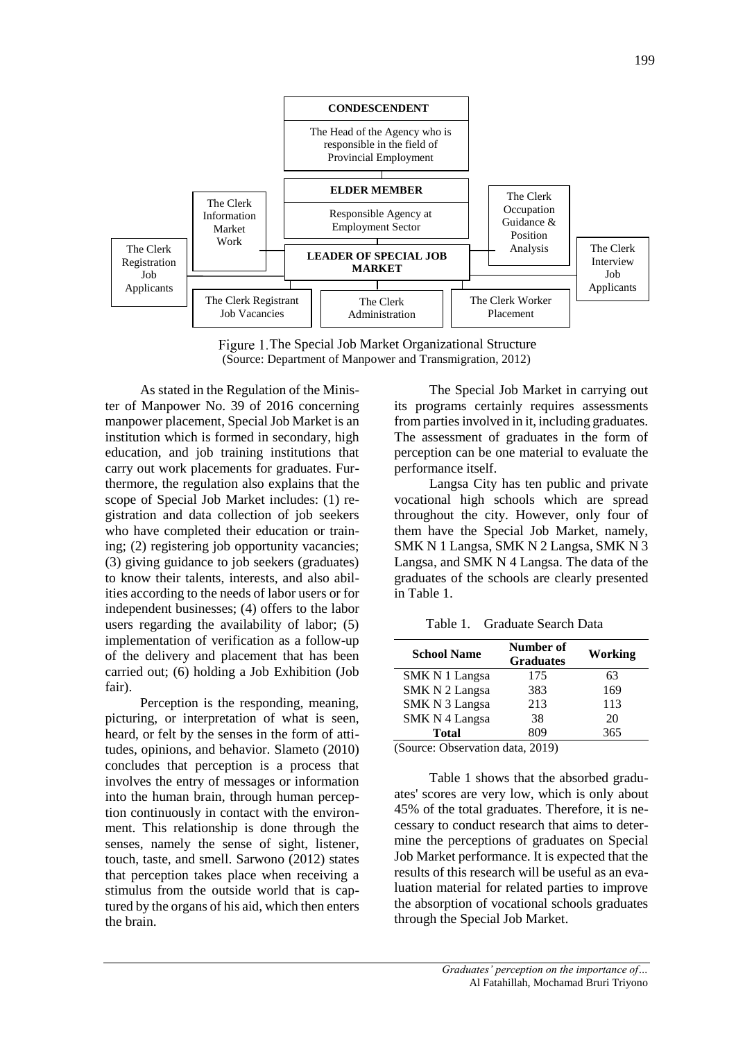CONDESCENDENT

The Head of the Agency who is responsible in the field of Provincial Employment

ELDER MEMBER

Responsible Agency at Employment Sector

LEADER OF SPECIAL JOB MARKET

The Clerk Information Market Work

The Clerk Occupation Guidance & Position Analysis

The Clerk Registration Job Applicants

The Clerk Interview Job Applicants

The Clerk Registrant Job Vacancies

The Clerk Administration

The Clerk Worker Placement

Figure 1. The Special Job Market Organizational Structure
(Source: Department of Manpower and Transmigration, 2012)

As stated in the Regulation of the Minister of Manpower No. 39 of 2016 concerning manpower placement, Special Job Market is an institution which is formed in secondary, high education, and job training institutions that carry out work placements for graduates. Furthermore, the regulation also explains that the scope of Special Job Market includes: (1) registration and data collection of job seekers who have completed their education or training; (2) registering job opportunity vacancies; (3) giving guidance to job seekers (graduates) to know their talents, interests, and also abilities according to the needs of labor users or for independent businesses; (4) offers to the labor users regarding the availability of labor; (5) implementation of verification as a follow-up of the delivery and placement that has been carried out; (6) holding a Job Exhibition (Job fair).

Perception is the responding, meaning, picturing, or interpretation of what is seen, heard, or felt by the senses in the form of attitudes, opinions, and behavior. Slameto (2010) concludes that perception is a process that involves the entry of messages or information into the human brain, through human perception continuously in contact with the environment. This relationship is done through the senses, namely the sense of sight, listener, touch, taste, and smell. Sarwono (2012) states that perception takes place when receiving a stimulus from the outside world that is captured by the organs of his aid, which then enters the brain.

The Special Job Market in carrying out its programs certainly requires assessments from parties involved in it, including graduates. The assessment of graduates in the form of perception can be one material to evaluate the performance itself.

Langsa City has ten public and private vocational high schools which are spread throughout the city. However, only four of them have the Special Job Market, namely, SMK N 1 Langsa, SMK N 2 Langsa, SMK N 3 Langsa, and SMK N 4 Langsa. The data of the graduates of the schools are clearly presented in Table 1.

Table 1. Graduate Search Data

| School Name | Number of Graduates | Working |
|---|---|---|
| SMK N 1 Langsa | 175 | 63 |
| SMK N 2 Langsa | 383 | 169 |
| SMK N 3 Langsa | 213 | 113 |
| SMK N 4 Langsa | 38 | 20 |
| **Total** | 809 | 365 |

(Source: Observation data, 2019)

Table 1 shows that the absorbed graduates' scores are very low, which is only about 45% of the total graduates. Therefore, it is necessary to conduct research that aims to determine the perceptions of graduates on Special Job Market performance. It is expected that the results of this research will be useful as an evaluation material for related parties to improve the absorption of vocational schools graduates through the Special Job Market.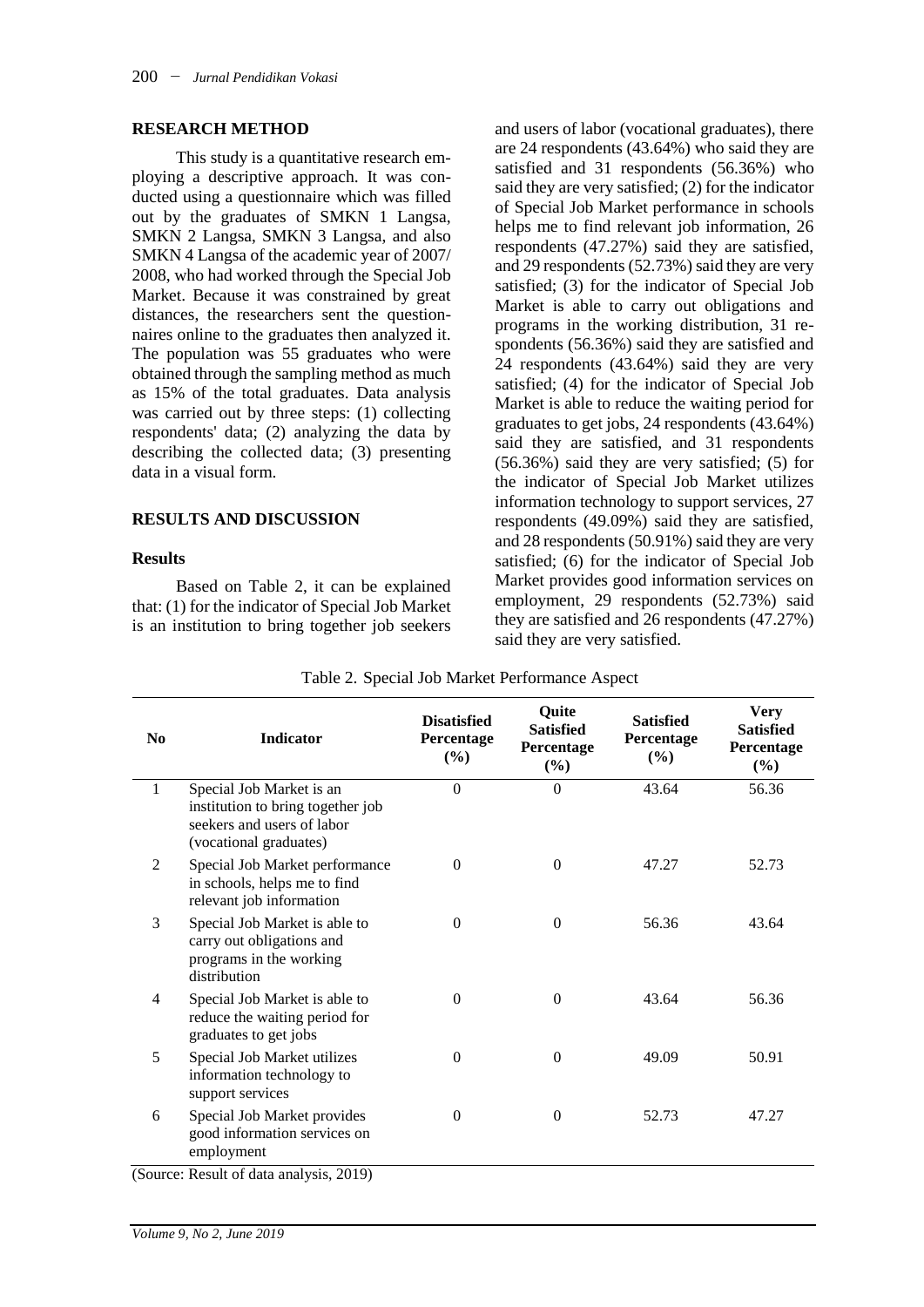## RESEARCH METHOD

This study is a quantitative research employing a descriptive approach. It was conducted using a questionnaire which was filled out by the graduates of SMKN 1 Langsa, SMKN 2 Langsa, SMKN 3 Langsa, and also SMKN 4 Langsa of the academic year of 2007/ 2008, who had worked through the Special Job Market. Because it was constrained by great distances, the researchers sent the questionnaires online to the graduates then analyzed it. The population was 55 graduates who were obtained through the sampling method as much as 15% of the total graduates. Data analysis was carried out by three steps: (1) collecting respondents' data; (2) analyzing the data by describing the collected data; (3) presenting data in a visual form.

## RESULTS AND DISCUSSION

### Results

Based on Table 2, it can be explained that: (1) for the indicator of Special Job Market is an institution to bring together job seekers and users of labor (vocational graduates), there are 24 respondents (43.64%) who said they are satisfied and 31 respondents (56.36%) who said they are very satisfied; (2) for the indicator of Special Job Market performance in schools helps me to find relevant job information, 26 respondents (47.27%) said they are satisfied, and 29 respondents (52.73%) said they are very satisfied; (3) for the indicator of Special Job Market is able to carry out obligations and programs in the working distribution, 31 respondents (56.36%) said they are satisfied and 24 respondents (43.64%) said they are very satisfied; (4) for the indicator of Special Job Market is able to reduce the waiting period for graduates to get jobs, 24 respondents (43.64%) said they are satisfied, and 31 respondents (56.36%) said they are very satisfied; (5) for the indicator of Special Job Market utilizes information technology to support services, 27 respondents (49.09%) said they are satisfied, and 28 respondents (50.91%) said they are very satisfied; (6) for the indicator of Special Job Market provides good information services on employment, 29 respondents (52.73%) said they are satisfied and 26 respondents (47.27%) said they are very satisfied.

Table 2. Special Job Market Performance Aspect

| No | Indicator | Disatisfied Percentage (%) | Quite Satisfied Percentage (%) | Satisfied Percentage (%) | Very Satisfied Percentage (%) |
|---|---|---|---|---|---|
| 1 | Special Job Market is an institution to bring together job seekers and users of labor (vocational graduates) | 0 | 0 | 43.64 | 56.36 |
| 2 | Special Job Market performance in schools, helps me to find relevant job information | 0 | 0 | 47.27 | 52.73 |
| 3 | Special Job Market is able to carry out obligations and programs in the working distribution | 0 | 0 | 56.36 | 43.64 |
| 4 | Special Job Market is able to reduce the waiting period for graduates to get jobs | 0 | 0 | 43.64 | 56.36 |
| 5 | Special Job Market utilizes information technology to support services | 0 | 0 | 49.09 | 50.91 |
| 6 | Special Job Market provides good information services on employment | 0 | 0 | 52.73 | 47.27 |

(Source: Result of data analysis, 2019)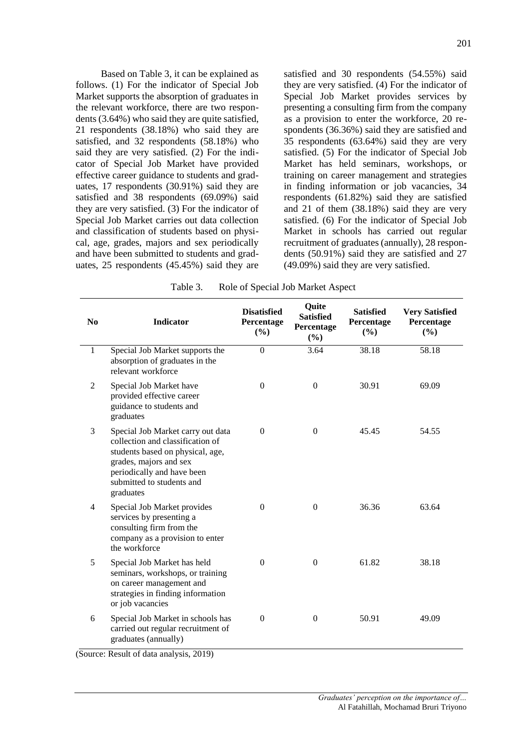Based on Table 3, it can be explained as follows. (1) For the indicator of Special Job Market supports the absorption of graduates in the relevant workforce, there are two respondents (3.64%) who said they are quite satisfied, 21 respondents (38.18%) who said they are satisfied, and 32 respondents (58.18%) who said they are very satisfied. (2) For the indicator of Special Job Market have provided effective career guidance to students and graduates, 17 respondents (30.91%) said they are satisfied and 38 respondents (69.09%) said they are very satisfied. (3) For the indicator of Special Job Market carries out data collection and classification of students based on physical, age, grades, majors and sex periodically and have been submitted to students and graduates, 25 respondents (45.45%) said they are satisfied and 30 respondents (54.55%) said they are very satisfied. (4) For the indicator of Special Job Market provides services by presenting a consulting firm from the company as a provision to enter the workforce, 20 respondents (36.36%) said they are satisfied and 35 respondents (63.64%) said they are very satisfied. (5) For the indicator of Special Job Market has held seminars, workshops, or training on career management and strategies in finding information or job vacancies, 34 respondents (61.82%) said they are satisfied and 21 of them (38.18%) said they are very satisfied. (6) For the indicator of Special Job Market in schools has carried out regular recruitment of graduates (annually), 28 respondents (50.91%) said they are satisfied and 27 (49.09%) said they are very satisfied.

Table 3. Role of Special Job Market Aspect

| No | Indicator | Disatisfied Percentage (%) | Quite Satisfied Percentage (%) | Satisfied Percentage (%) | Very Satisfied Percentage (%) |
|---|---|---|---|---|---|
| 1 | Special Job Market supports the absorption of graduates in the relevant workforce | 0 | 3.64 | 38.18 | 58.18 |
| 2 | Special Job Market have provided effective career guidance to students and graduates | 0 | 0 | 30.91 | 69.09 |
| 3 | Special Job Market carry out data collection and classification of students based on physical, age, grades, majors and sex periodically and have been submitted to students and graduates | 0 | 0 | 45.45 | 54.55 |
| 4 | Special Job Market provides services by presenting a consulting firm from the company as a provision to enter the workforce | 0 | 0 | 36.36 | 63.64 |
| 5 | Special Job Market has held seminars, workshops, or training on career management and strategies in finding information or job vacancies | 0 | 0 | 61.82 | 38.18 |
| 6 | Special Job Market in schools has carried out regular recruitment of graduates (annually) | 0 | 0 | 50.91 | 49.09 |

(Source: Result of data analysis, 2019)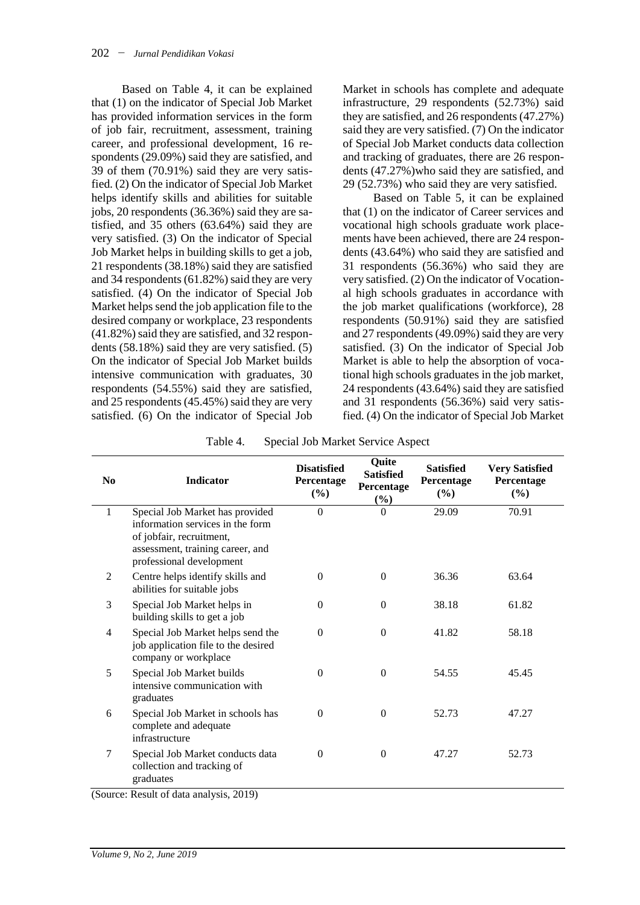Based on Table 4, it can be explained that (1) on the indicator of Special Job Market has provided information services in the form of job fair, recruitment, assessment, training career, and professional development, 16 respondents (29.09%) said they are satisfied, and 39 of them (70.91%) said they are very satisfied. (2) On the indicator of Special Job Market helps identify skills and abilities for suitable jobs, 20 respondents (36.36%) said they are satisfied, and 35 others (63.64%) said they are very satisfied. (3) On the indicator of Special Job Market helps in building skills to get a job, 21 respondents (38.18%) said they are satisfied and 34 respondents (61.82%) said they are very satisfied. (4) On the indicator of Special Job Market helps send the job application file to the desired company or workplace, 23 respondents (41.82%) said they are satisfied, and 32 respondents (58.18%) said they are very satisfied. (5) On the indicator of Special Job Market builds intensive communication with graduates, 30 respondents (54.55%) said they are satisfied, and 25 respondents (45.45%) said they are very satisfied. (6) On the indicator of Special Job Market in schools has complete and adequate infrastructure, 29 respondents (52.73%) said they are satisfied, and 26 respondents (47.27%) said they are very satisfied. (7) On the indicator of Special Job Market conducts data collection and tracking of graduates, there are 26 respondents (47.27%)who said they are satisfied, and 29 (52.73%) who said they are very satisfied.

Based on Table 5, it can be explained that (1) on the indicator of Career services and vocational high schools graduate work placements have been achieved, there are 24 respondents (43.64%) who said they are satisfied and 31 respondents (56.36%) who said they are very satisfied. (2) On the indicator of Vocational high schools graduates in accordance with the job market qualifications (workforce), 28 respondents (50.91%) said they are satisfied and 27 respondents (49.09%) said they are very satisfied. (3) On the indicator of Special Job Market is able to help the absorption of vocational high schools graduates in the job market, 24 respondents (43.64%) said they are satisfied and 31 respondents (56.36%) said very satisfied. (4) On the indicator of Special Job Market

Table 4. Special Job Market Service Aspect

| No | Indicator | Disatisfied Percentage (%) | Quite Satisfied Percentage (%) | Satisfied Percentage (%) | Very Satisfied Percentage (%) |
|---|---|---|---|---|---|
| 1 | Special Job Market has provided information services in the form of jobfair, recruitment, assessment, training career, and professional development | 0 | 0 | 29.09 | 70.91 |
| 2 | Centre helps identify skills and abilities for suitable jobs | 0 | 0 | 36.36 | 63.64 |
| 3 | Special Job Market helps in building skills to get a job | 0 | 0 | 38.18 | 61.82 |
| 4 | Special Job Market helps send the job application file to the desired company or workplace | 0 | 0 | 41.82 | 58.18 |
| 5 | Special Job Market builds intensive communication with graduates | 0 | 0 | 54.55 | 45.45 |
| 6 | Special Job Market in schools has complete and adequate infrastructure | 0 | 0 | 52.73 | 47.27 |
| 7 | Special Job Market conducts data collection and tracking of graduates | 0 | 0 | 47.27 | 52.73 |

(Source: Result of data analysis, 2019)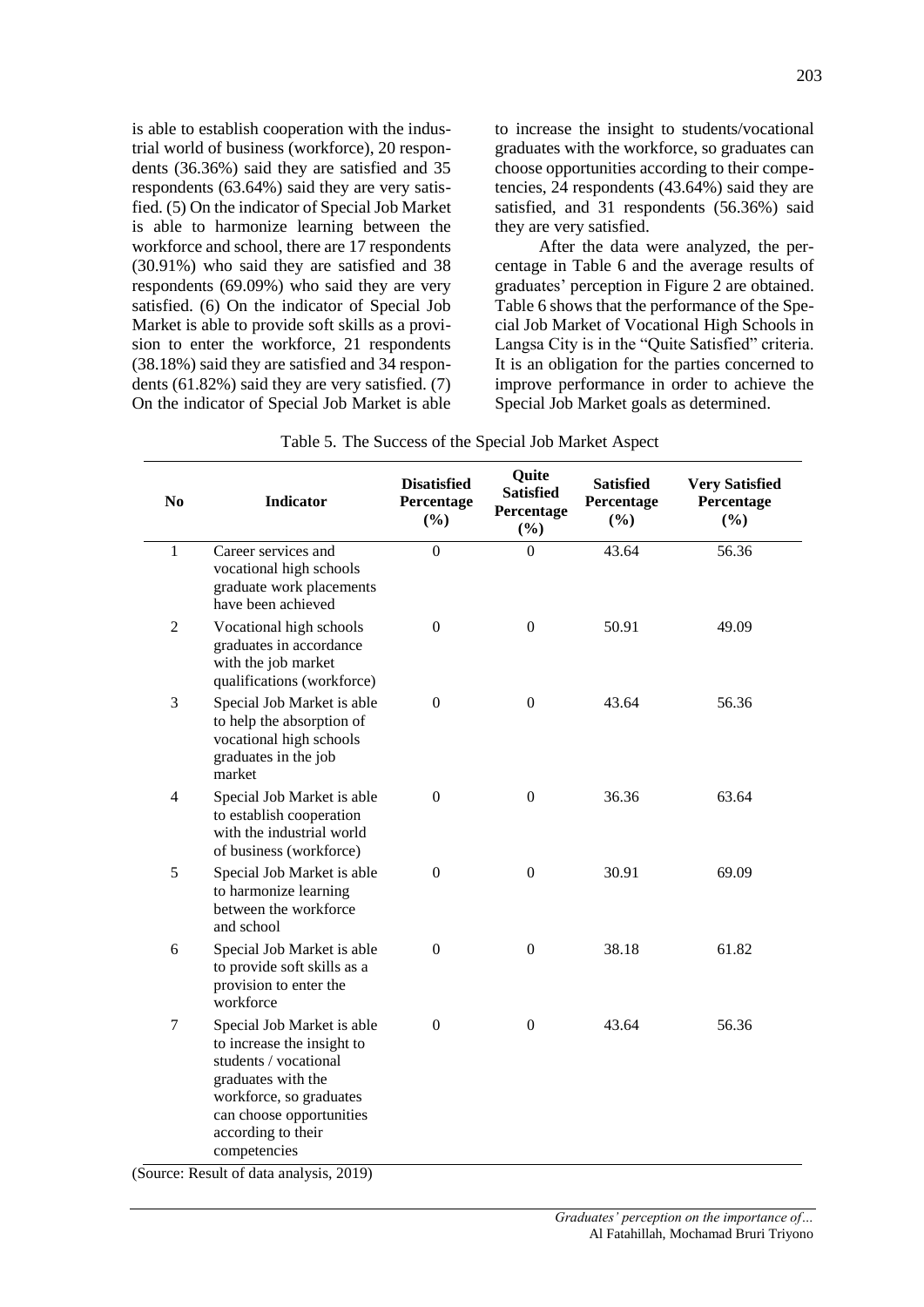is able to establish cooperation with the industrial world of business (workforce), 20 respondents (36.36%) said they are satisfied and 35 respondents (63.64%) said they are very satisfied. (5) On the indicator of Special Job Market is able to harmonize learning between the workforce and school, there are 17 respondents (30.91%) who said they are satisfied and 38 respondents (69.09%) who said they are very satisfied. (6) On the indicator of Special Job Market is able to provide soft skills as a provision to enter the workforce, 21 respondents (38.18%) said they are satisfied and 34 respondents (61.82%) said they are very satisfied. (7) On the indicator of Special Job Market is able to increase the insight to students/vocational graduates with the workforce, so graduates can choose opportunities according to their competencies, 24 respondents (43.64%) said they are satisfied, and 31 respondents (56.36%) said they are very satisfied.

After the data were analyzed, the percentage in Table 6 and the average results of graduates' perception in Figure 2 are obtained. Table 6 shows that the performance of the Special Job Market of Vocational High Schools in Langsa City is in the "Quite Satisfied" criteria. It is an obligation for the parties concerned to improve performance in order to achieve the Special Job Market goals as determined.

Table 5. The Success of the Special Job Market Aspect

| No | Indicator | Disatisfied Percentage (%) | Quite Satisfied Percentage (%) | Satisfied Percentage (%) | Very Satisfied Percentage (%) |
|---|---|---|---|---|---|
| 1 | Career services and vocational high schools graduate work placements have been achieved | 0 | 0 | 43.64 | 56.36 |
| 2 | Vocational high schools graduates in accordance with the job market qualifications (workforce) | 0 | 0 | 50.91 | 49.09 |
| 3 | Special Job Market is able to help the absorption of vocational high schools graduates in the job market | 0 | 0 | 43.64 | 56.36 |
| 4 | Special Job Market is able to establish cooperation with the industrial world of business (workforce) | 0 | 0 | 36.36 | 63.64 |
| 5 | Special Job Market is able to harmonize learning between the workforce and school | 0 | 0 | 30.91 | 69.09 |
| 6 | Special Job Market is able to provide soft skills as a provision to enter the workforce | 0 | 0 | 38.18 | 61.82 |
| 7 | Special Job Market is able to increase the insight to students / vocational graduates with the workforce, so graduates can choose opportunities according to their competencies | 0 | 0 | 43.64 | 56.36 |

(Source: Result of data analysis, 2019)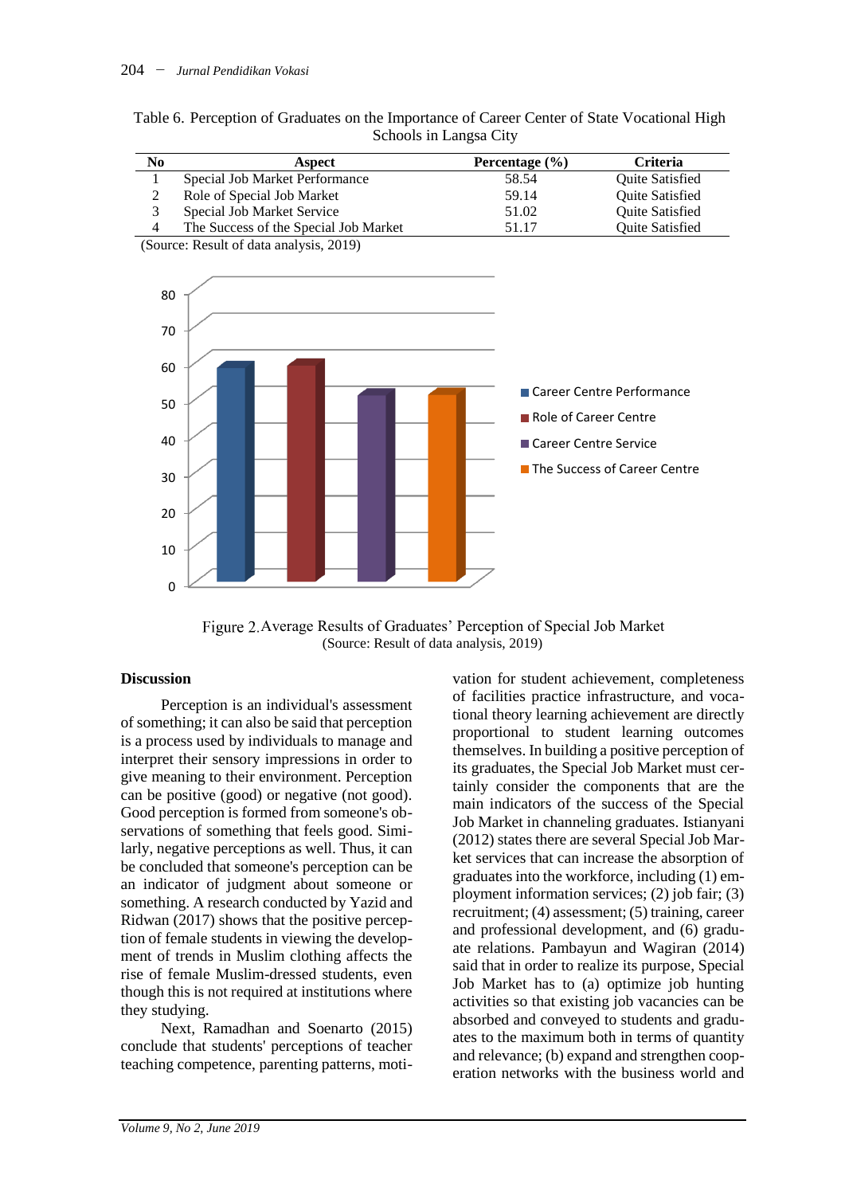Table 6. Perception of Graduates on the Importance of Career Center of State Vocational High Schools in Langsa City

| No | Aspect | Percentage (%) | Criteria |
|---|---|---|---|
| 1 | Special Job Market Performance | 58.54 | Quite Satisfied |
| 2 | Role of Special Job Market | 59.14 | Quite Satisfied |
| 3 | Special Job Market Service | 51.02 | Quite Satisfied |
| 4 | The Success of the Special Job Market | 51.17 | Quite Satisfied |

(Source: Result of data analysis, 2019)

Figure 2. Average Results of Graduates' Perception of Special Job Market
(Source: Result of data analysis, 2019)

## Discussion

Perception is an individual's assessment of something; it can also be said that perception is a process used by individuals to manage and interpret their sensory impressions in order to give meaning to their environment. Perception can be positive (good) or negative (not good). Good perception is formed from someone's observations of something that feels good. Similarly, negative perceptions as well. Thus, it can be concluded that someone's perception can be an indicator of judgment about someone or something. A research conducted by Yazid and Ridwan (2017) shows that the positive perception of female students in viewing the development of trends in Muslim clothing affects the rise of female Muslim-dressed students, even though this is not required at institutions where they studying.

Next, Ramadhan and Soenarto (2015) conclude that students' perceptions of teacher teaching competence, parenting patterns, motivation for student achievement, completeness of facilities practice infrastructure, and vocational theory learning achievement are directly proportional to student learning outcomes themselves. In building a positive perception of its graduates, the Special Job Market must certainly consider the components that are the main indicators of the success of the Special Job Market in channeling graduates. Istianyani (2012) states there are several Special Job Market services that can increase the absorption of graduates into the workforce, including (1) employment information services; (2) job fair; (3) recruitment; (4) assessment; (5) training, career and professional development, and (6) graduate relations. Pambayun and Wagiran (2014) said that in order to realize its purpose, Special Job Market has to (a) optimize job hunting activities so that existing job vacancies can be absorbed and conveyed to students and graduates to the maximum both in terms of quantity and relevance; (b) expand and strengthen cooperation networks with the business world and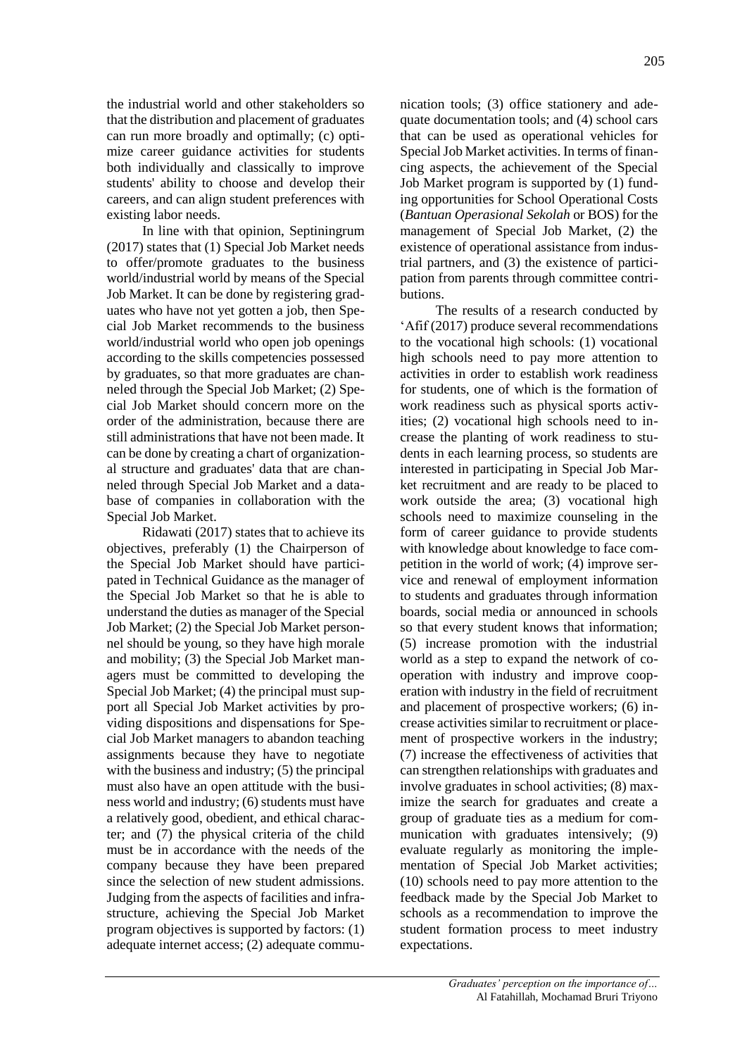the industrial world and other stakeholders so that the distribution and placement of graduates can run more broadly and optimally; (c) optimize career guidance activities for students both individually and classically to improve students' ability to choose and develop their careers, and can align student preferences with existing labor needs.

In line with that opinion, Septiningrum (2017) states that (1) Special Job Market needs to offer/promote graduates to the business world/industrial world by means of the Special Job Market. It can be done by registering graduates who have not yet gotten a job, then Special Job Market recommends to the business world/industrial world who open job openings according to the skills competencies possessed by graduates, so that more graduates are channeled through the Special Job Market; (2) Special Job Market should concern more on the order of the administration, because there are still administrations that have not been made. It can be done by creating a chart of organizational structure and graduates' data that are channeled through Special Job Market and a database of companies in collaboration with the Special Job Market.

Ridawati (2017) states that to achieve its objectives, preferably (1) the Chairperson of the Special Job Market should have participated in Technical Guidance as the manager of the Special Job Market so that he is able to understand the duties as manager of the Special Job Market; (2) the Special Job Market personnel should be young, so they have high morale and mobility; (3) the Special Job Market managers must be committed to developing the Special Job Market; (4) the principal must support all Special Job Market activities by providing dispositions and dispensations for Special Job Market managers to abandon teaching assignments because they have to negotiate with the business and industry; (5) the principal must also have an open attitude with the business world and industry; (6) students must have a relatively good, obedient, and ethical character; and (7) the physical criteria of the child must be in accordance with the needs of the company because they have been prepared since the selection of new student admissions. Judging from the aspects of facilities and infrastructure, achieving the Special Job Market program objectives is supported by factors: (1) adequate internet access; (2) adequate communication tools; (3) office stationery and adequate documentation tools; and (4) school cars that can be used as operational vehicles for Special Job Market activities. In terms of financing aspects, the achievement of the Special Job Market program is supported by (1) funding opportunities for School Operational Costs (*Bantuan Operasional Sekolah* or BOS) for the management of Special Job Market, (2) the existence of operational assistance from industrial partners, and (3) the existence of participation from parents through committee contributions.

The results of a research conducted by 'Afif (2017) produce several recommendations to the vocational high schools: (1) vocational high schools need to pay more attention to activities in order to establish work readiness for students, one of which is the formation of work readiness such as physical sports activities; (2) vocational high schools need to increase the planting of work readiness to students in each learning process, so students are interested in participating in Special Job Market recruitment and are ready to be placed to work outside the area; (3) vocational high schools need to maximize counseling in the form of career guidance to provide students with knowledge about knowledge to face competition in the world of work; (4) improve service and renewal of employment information to students and graduates through information boards, social media or announced in schools so that every student knows that information; (5) increase promotion with the industrial world as a step to expand the network of cooperation with industry and improve cooperation with industry in the field of recruitment and placement of prospective workers; (6) increase activities similar to recruitment or placement of prospective workers in the industry; (7) increase the effectiveness of activities that can strengthen relationships with graduates and involve graduates in school activities; (8) maximize the search for graduates and create a group of graduate ties as a medium for communication with graduates intensively; (9) evaluate regularly as monitoring the implementation of Special Job Market activities; (10) schools need to pay more attention to the feedback made by the Special Job Market to schools as a recommendation to improve the student formation process to meet industry expectations.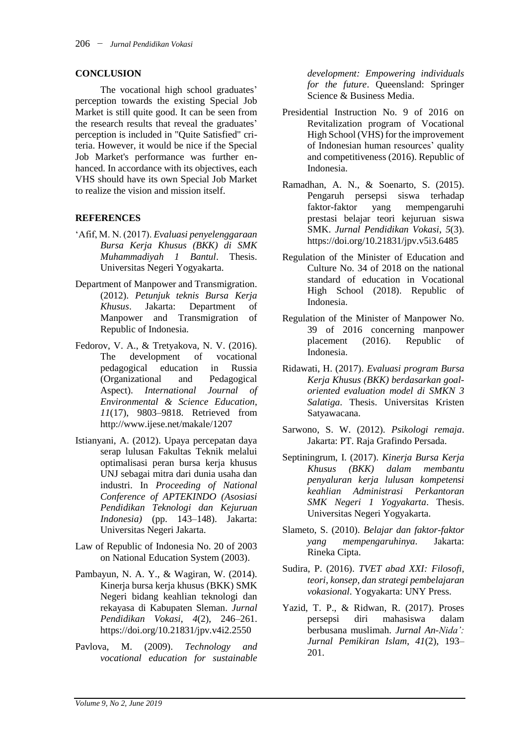## CONCLUSION

The vocational high school graduates' perception towards the existing Special Job Market is still quite good. It can be seen from the research results that reveal the graduates' perception is included in "Quite Satisfied" criteria. However, it would be nice if the Special Job Market's performance was further enhanced. In accordance with its objectives, each VHS should have its own Special Job Market to realize the vision and mission itself.

## REFERENCES

'Afif, M. N. (2017). *Evaluasi penyelenggaraan Bursa Kerja Khusus (BKK) di SMK Muhammadiyah 1 Bantul*. Thesis. Universitas Negeri Yogyakarta.

Department of Manpower and Transmigration. (2012). *Petunjuk teknis Bursa Kerja Khusus*. Jakarta: Department of Manpower and Transmigration of Republic of Indonesia.

Fedorov, V. A., & Tretyakova, N. V. (2016). The development of vocational pedagogical education in Russia (Organizational and Pedagogical Aspect). *International Journal of Environmental & Science Education*, *11*(17), 9803–9818. Retrieved from http://www.ijese.net/makale/1207

Istianyani, A. (2012). Upaya percepatan daya serap lulusan Fakultas Teknik melalui optimalisasi peran bursa kerja khusus UNJ sebagai mitra dari dunia usaha dan industri. In *Proceeding of National Conference of APTEKINDO (Asosiasi Pendidikan Teknologi dan Kejuruan Indonesia)* (pp. 143–148). Jakarta: Universitas Negeri Jakarta.

Law of Republic of Indonesia No. 20 of 2003 on National Education System (2003).

Pambayun, N. A. Y., & Wagiran, W. (2014). Kinerja bursa kerja khusus (BKK) SMK Negeri bidang keahlian teknologi dan rekayasa di Kabupaten Sleman. *Jurnal Pendidikan Vokasi*, *4*(2), 246–261. https://doi.org/10.21831/jpv.v4i2.2550

Pavlova, M. (2009). *Technology and vocational education for sustainable development: Empowering individuals for the future*. Queensland: Springer Science & Business Media.

Presidential Instruction No. 9 of 2016 on Revitalization program of Vocational High School (VHS) for the improvement of Indonesian human resources' quality and competitiveness (2016). Republic of Indonesia.

Ramadhan, A. N., & Soenarto, S. (2015). Pengaruh persepsi siswa terhadap faktor-faktor yang mempengaruhi prestasi belajar teori kejuruan siswa SMK. *Jurnal Pendidikan Vokasi*, *5*(3). https://doi.org/10.21831/jpv.v5i3.6485

Regulation of the Minister of Education and Culture No. 34 of 2018 on the national standard of education in Vocational High School (2018). Republic of Indonesia.

Regulation of the Minister of Manpower No. 39 of 2016 concerning manpower placement (2016). Republic of Indonesia.

Ridawati, H. (2017). *Evaluasi program Bursa Kerja Khusus (BKK) berdasarkan goal-oriented evaluation model di SMKN 3 Salatiga*. Thesis. Universitas Kristen Satyawacana.

Sarwono, S. W. (2012). *Psikologi remaja*. Jakarta: PT. Raja Grafindo Persada.

Septiningrum, I. (2017). *Kinerja Bursa Kerja Khusus (BKK) dalam membantu penyaluran kerja lulusan kompetensi keahlian Administrasi Perkantoran SMK Negeri 1 Yogyakarta*. Thesis. Universitas Negeri Yogyakarta.

Slameto, S. (2010). *Belajar dan faktor-faktor yang mempengaruhinya*. Jakarta: Rineka Cipta.

Sudira, P. (2016). *TVET abad XXI: Filosofi, teori, konsep, dan strategi pembelajaran vokasional*. Yogyakarta: UNY Press.

Yazid, T. P., & Ridwan, R. (2017). Proses persepsi diri mahasiswa dalam berbusana muslimah. *Jurnal An-Nida': Jurnal Pemikiran Islam*, *41*(2), 193–201.